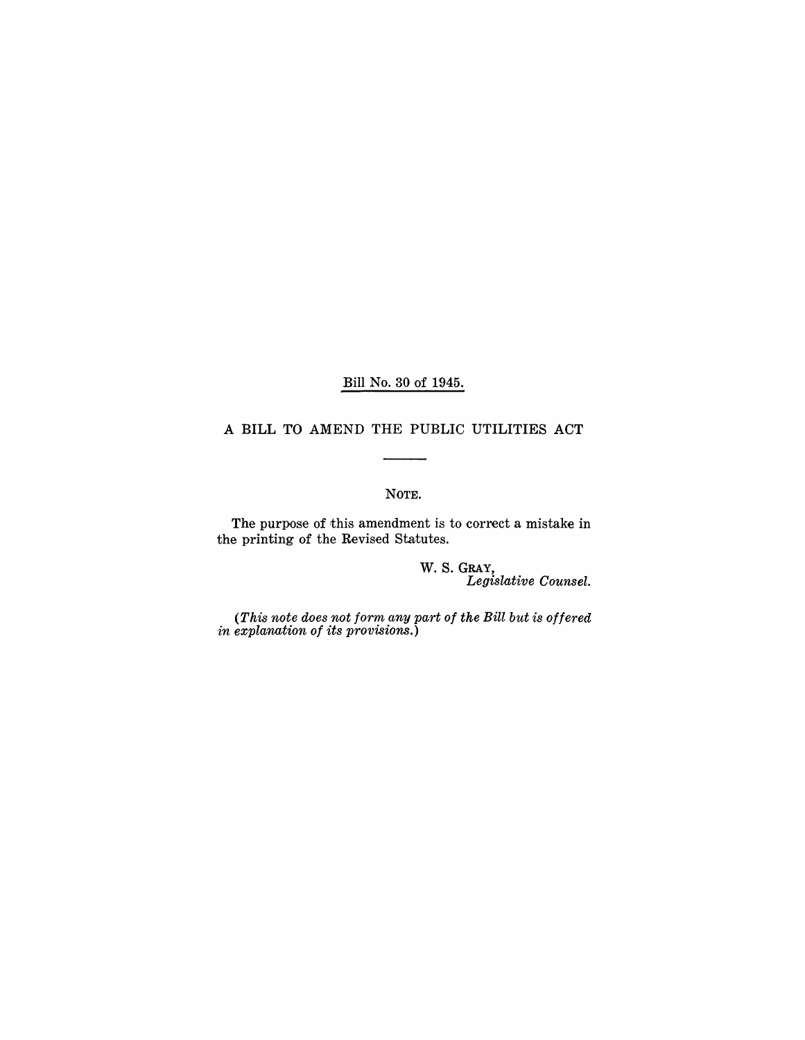Bill No. 30 of 1945.

# A BILL TO AMEND THE PUBLIC UTILITIES ACT

NOTE.

The purpose of this amendment is to correct a mistake in the printing of the Revised Statutes.

W. S. GRAY,
*Legislative Counsel.*

*(This note does not form any part of the Bill but is offered in explanation of its provisions.)*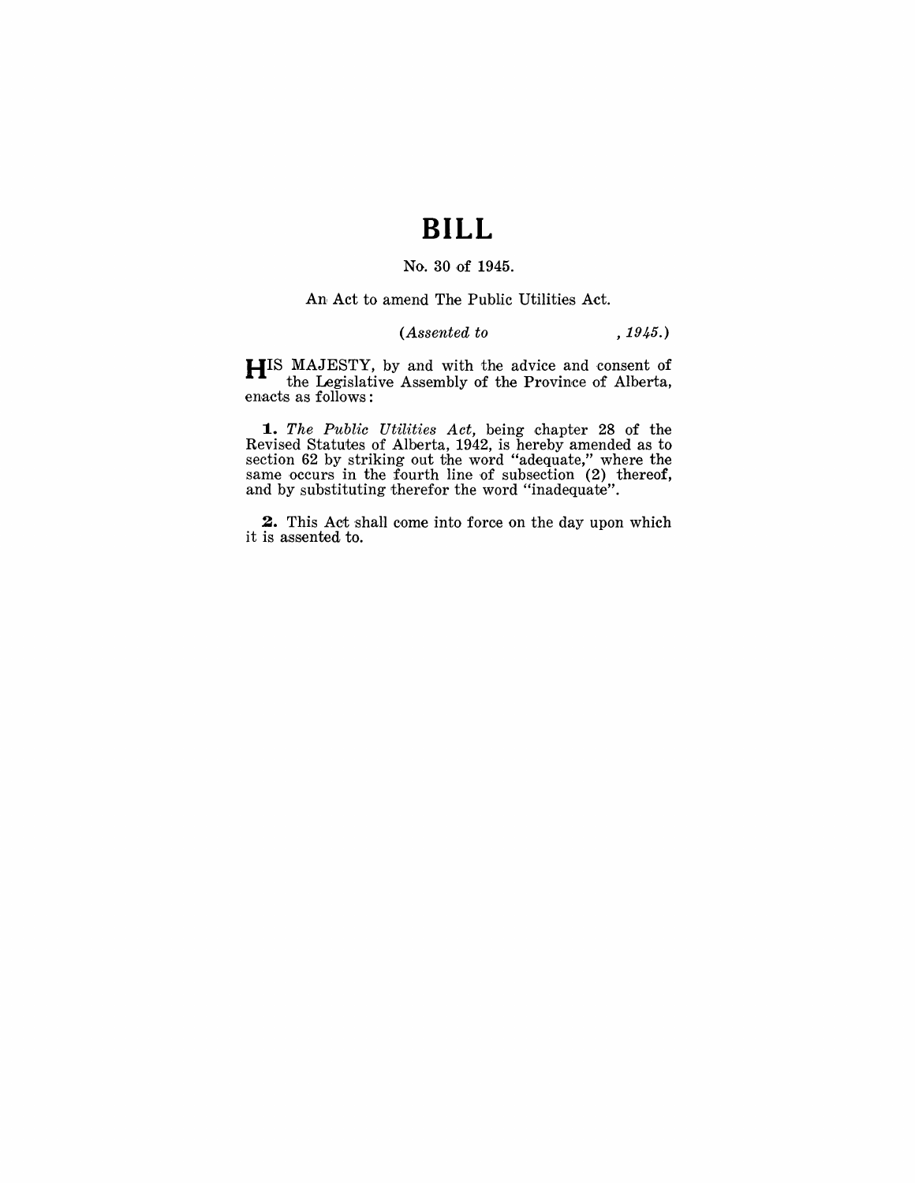# BILL

No. 30 of 1945.

An Act to amend The Public Utilities Act.

*(Assented to , 1945.)*

HIS MAJESTY, by and with the advice and consent of the Legislative Assembly of the Province of Alberta, enacts as follows:

**1.** *The Public Utilities Act,* being chapter 28 of the Revised Statutes of Alberta, 1942, is hereby amended as to section 62 by striking out the word "adequate," where the same occurs in the fourth line of subsection (2) thereof, and by substituting therefor the word "inadequate".

**2.** This Act shall come into force on the day upon which it is assented to.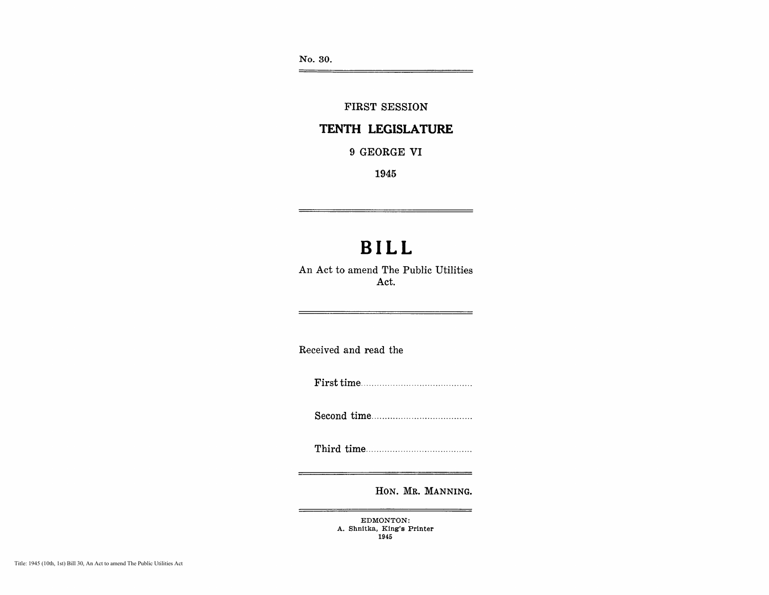No. 30.

FIRST SESSION

# TENTH LEGISLATURE

9 GEORGE VI

1945

# BILL

An Act to amend The Public Utilities Act.

Received and read the

First time..........................................

Second time......................................

Third time.......................................

HON. MR. MANNING.

EDMONTON:
A. Shnitka, King's Printer
1945

Title: 1945 (10th, 1st) Bill 30, An Act to amend The Public Utilities Act